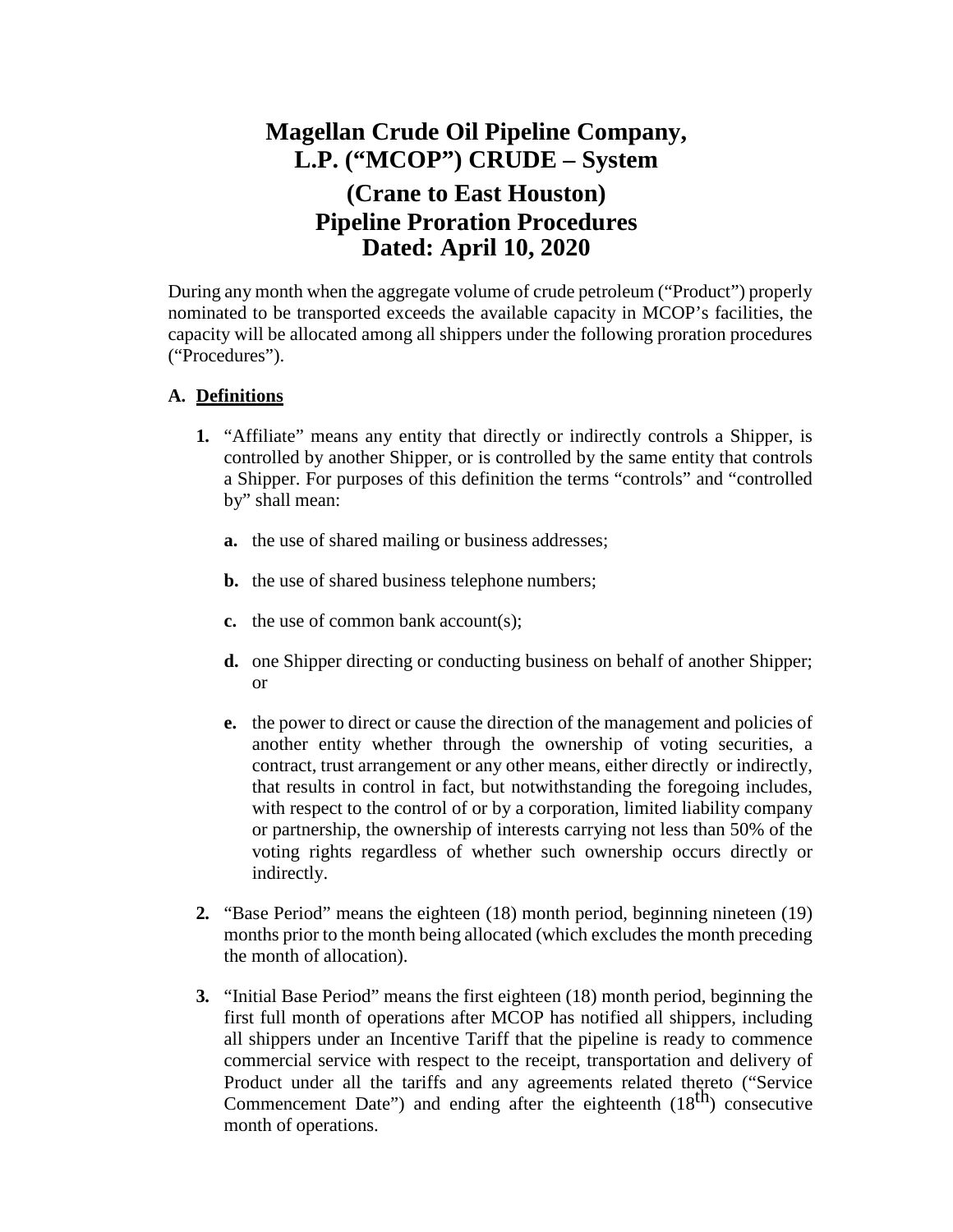# Magellan Crude Oil Pipeline Company, L.P. ("MCOP") CRUDE – System

# (Crane to East Houston) Pipeline Proration Procedures Dated: April 10, 2020

During any month when the aggregate volume of crude petroleum ("Product") properly nominated to be transported exceeds the available capacity in MCOP's facilities, the capacity will be allocated among all shippers under the following proration procedures ("Procedures").

## A. Definitions

1. "Affiliate" means any entity that directly or indirectly controls a Shipper, is controlled by another Shipper, or is controlled by the same entity that controls a Shipper. For purposes of this definition the terms "controls" and "controlled by" shall mean:

   a. the use of shared mailing or business addresses;

   b. the use of shared business telephone numbers;

   c. the use of common bank account(s);

   d. one Shipper directing or conducting business on behalf of another Shipper; or

   e. the power to direct or cause the direction of the management and policies of another entity whether through the ownership of voting securities, a contract, trust arrangement or any other means, either directly or indirectly, that results in control in fact, but notwithstanding the foregoing includes, with respect to the control of or by a corporation, limited liability company or partnership, the ownership of interests carrying not less than 50% of the voting rights regardless of whether such ownership occurs directly or indirectly.

2. "Base Period" means the eighteen (18) month period, beginning nineteen (19) months prior to the month being allocated (which excludes the month preceding the month of allocation).

3. "Initial Base Period" means the first eighteen (18) month period, beginning the first full month of operations after MCOP has notified all shippers, including all shippers under an Incentive Tariff that the pipeline is ready to commence commercial service with respect to the receipt, transportation and delivery of Product under all the tariffs and any agreements related thereto ("Service Commencement Date") and ending after the eighteenth ($18^{th}$) consecutive month of operations.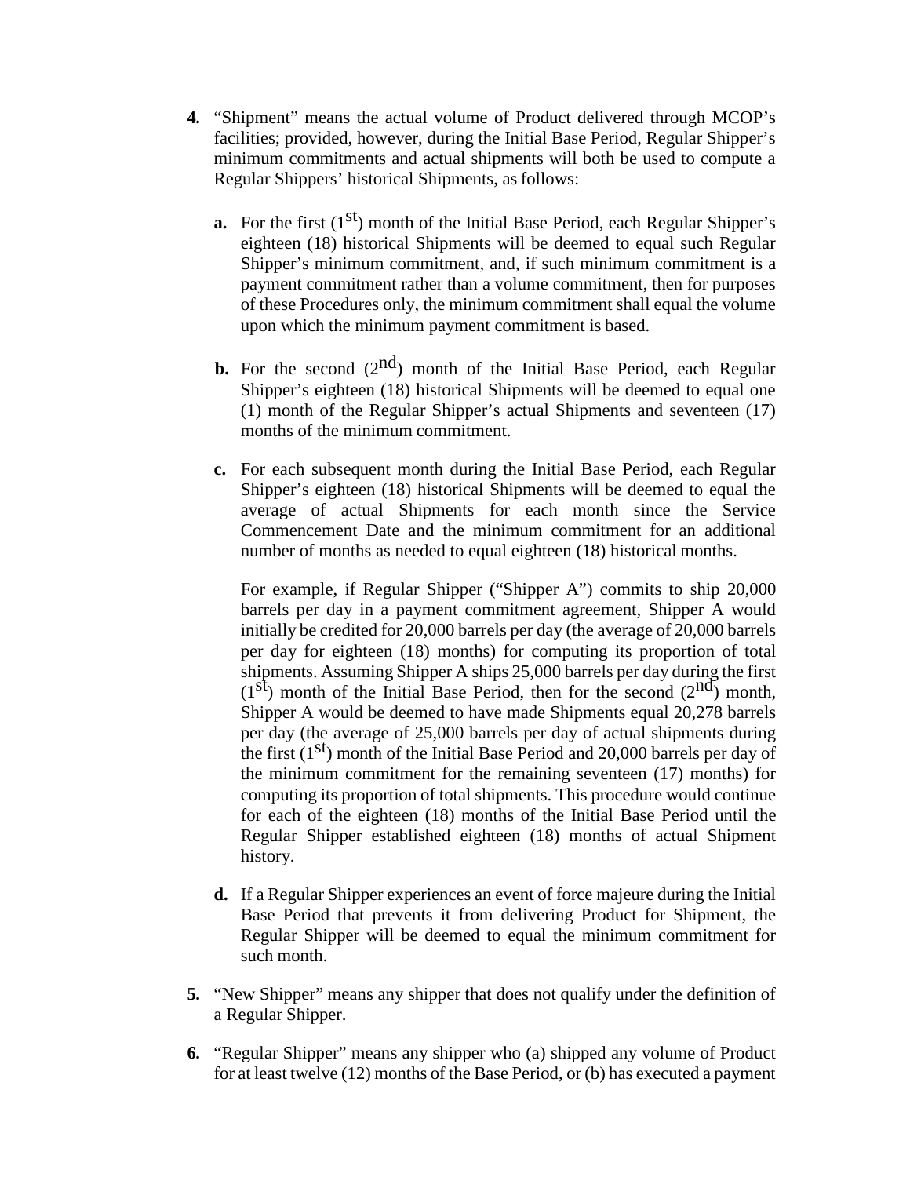4. "Shipment" means the actual volume of Product delivered through MCOP's facilities; provided, however, during the Initial Base Period, Regular Shipper's minimum commitments and actual shipments will both be used to compute a Regular Shippers' historical Shipments, as follows:

   a. For the first ($1^{st}$) month of the Initial Base Period, each Regular Shipper's eighteen (18) historical Shipments will be deemed to equal such Regular Shipper's minimum commitment, and, if such minimum commitment is a payment commitment rather than a volume commitment, then for purposes of these Procedures only, the minimum commitment shall equal the volume upon which the minimum payment commitment is based.

   b. For the second ($2^{nd}$) month of the Initial Base Period, each Regular Shipper's eighteen (18) historical Shipments will be deemed to equal one (1) month of the Regular Shipper's actual Shipments and seventeen (17) months of the minimum commitment.

   c. For each subsequent month during the Initial Base Period, each Regular Shipper's eighteen (18) historical Shipments will be deemed to equal the average of actual Shipments for each month since the Service Commencement Date and the minimum commitment for an additional number of months as needed to equal eighteen (18) historical months.

   For example, if Regular Shipper ("Shipper A") commits to ship 20,000 barrels per day in a payment commitment agreement, Shipper A would initially be credited for 20,000 barrels per day (the average of 20,000 barrels per day for eighteen (18) months) for computing its proportion of total shipments. Assuming Shipper A ships 25,000 barrels per day during the first ($1^{st}$) month of the Initial Base Period, then for the second ($2^{nd}$) month, Shipper A would be deemed to have made Shipments equal 20,278 barrels per day (the average of 25,000 barrels per day of actual shipments during the first ($1^{st}$) month of the Initial Base Period and 20,000 barrels per day of the minimum commitment for the remaining seventeen (17) months) for computing its proportion of total shipments. This procedure would continue for each of the eighteen (18) months of the Initial Base Period until the Regular Shipper established eighteen (18) months of actual Shipment history.

   d. If a Regular Shipper experiences an event of force majeure during the Initial Base Period that prevents it from delivering Product for Shipment, the Regular Shipper will be deemed to equal the minimum commitment for such month.

5. "New Shipper" means any shipper that does not qualify under the definition of a Regular Shipper.

6. "Regular Shipper" means any shipper who (a) shipped any volume of Product for at least twelve (12) months of the Base Period, or (b) has executed a payment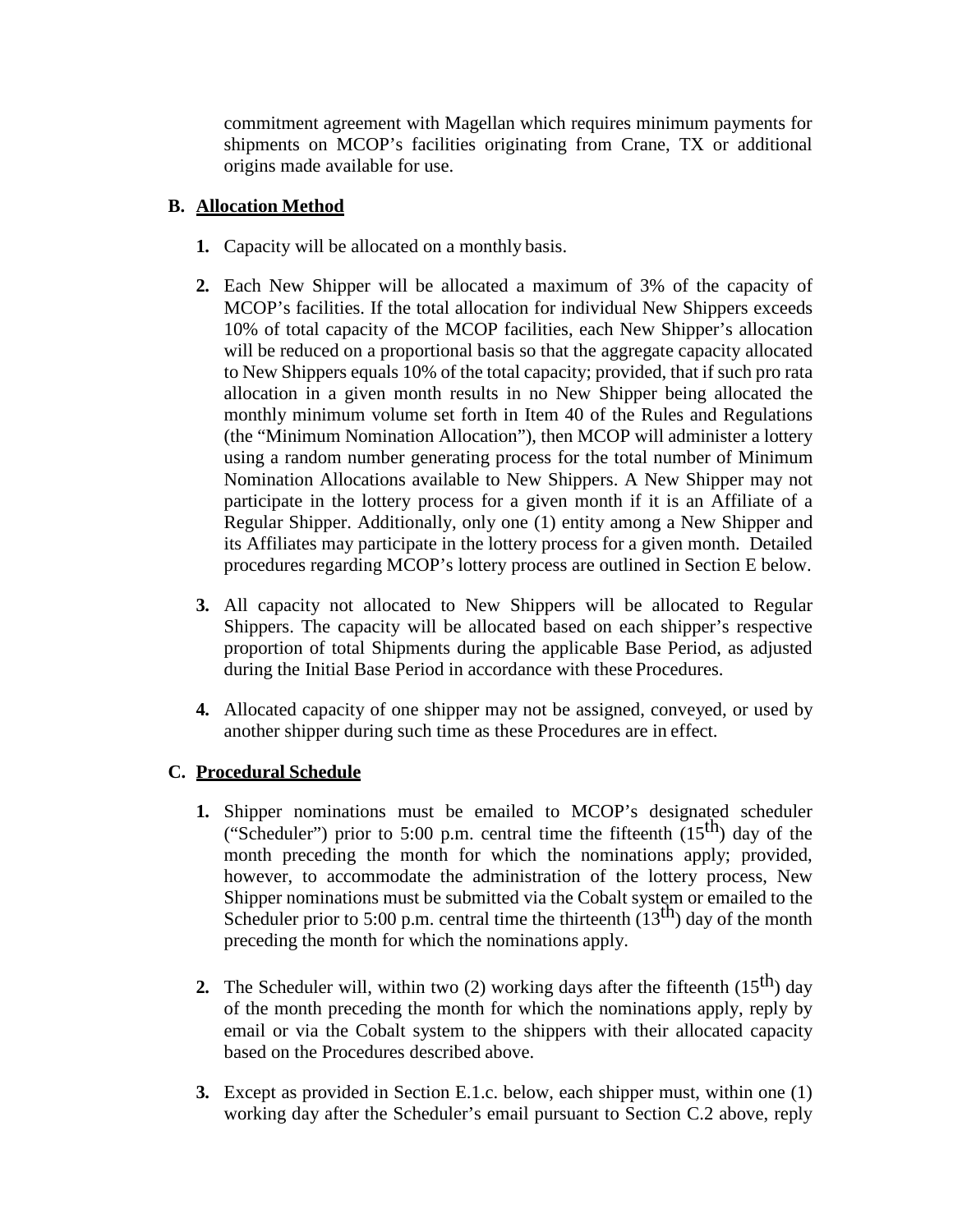commitment agreement with Magellan which requires minimum payments for shipments on MCOP's facilities originating from Crane, TX or additional origins made available for use.

### B. Allocation Method

1. Capacity will be allocated on a monthly basis.

2. Each New Shipper will be allocated a maximum of 3% of the capacity of MCOP's facilities. If the total allocation for individual New Shippers exceeds 10% of total capacity of the MCOP facilities, each New Shipper's allocation will be reduced on a proportional basis so that the aggregate capacity allocated to New Shippers equals 10% of the total capacity; provided, that if such pro rata allocation in a given month results in no New Shipper being allocated the monthly minimum volume set forth in Item 40 of the Rules and Regulations (the "Minimum Nomination Allocation"), then MCOP will administer a lottery using a random number generating process for the total number of Minimum Nomination Allocations available to New Shippers. A New Shipper may not participate in the lottery process for a given month if it is an Affiliate of a Regular Shipper. Additionally, only one (1) entity among a New Shipper and its Affiliates may participate in the lottery process for a given month. Detailed procedures regarding MCOP's lottery process are outlined in Section E below.

3. All capacity not allocated to New Shippers will be allocated to Regular Shippers. The capacity will be allocated based on each shipper's respective proportion of total Shipments during the applicable Base Period, as adjusted during the Initial Base Period in accordance with these Procedures.

4. Allocated capacity of one shipper may not be assigned, conveyed, or used by another shipper during such time as these Procedures are in effect.

### C. Procedural Schedule

1. Shipper nominations must be emailed to MCOP's designated scheduler ("Scheduler") prior to 5:00 p.m. central time the fifteenth (15th) day of the month preceding the month for which the nominations apply; provided, however, to accommodate the administration of the lottery process, New Shipper nominations must be submitted via the Cobalt system or emailed to the Scheduler prior to 5:00 p.m. central time the thirteenth (13th) day of the month preceding the month for which the nominations apply.

2. The Scheduler will, within two (2) working days after the fifteenth (15th) day of the month preceding the month for which the nominations apply, reply by email or via the Cobalt system to the shippers with their allocated capacity based on the Procedures described above.

3. Except as provided in Section E.1.c. below, each shipper must, within one (1) working day after the Scheduler's email pursuant to Section C.2 above, reply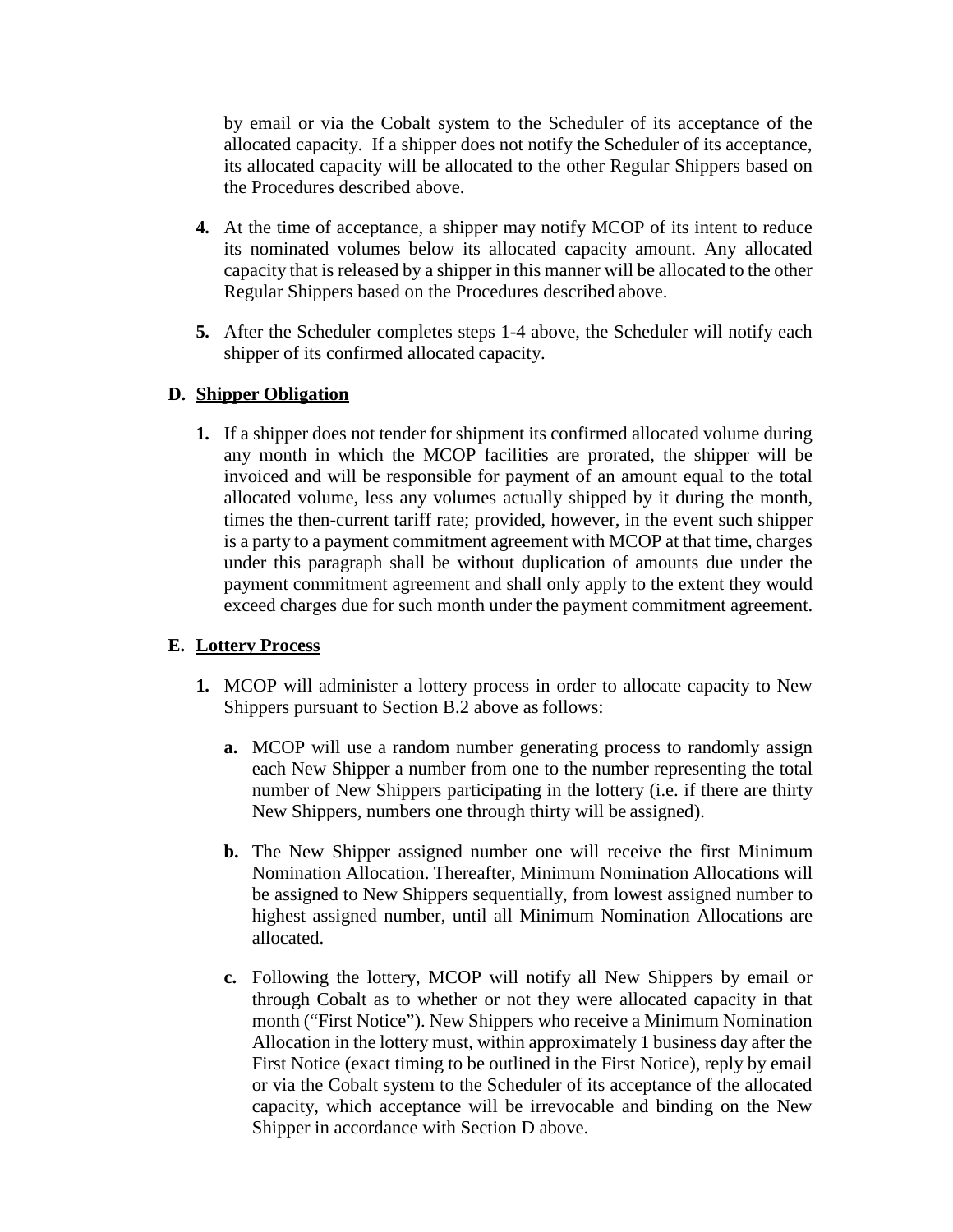by email or via the Cobalt system to the Scheduler of its acceptance of the allocated capacity. If a shipper does not notify the Scheduler of its acceptance, its allocated capacity will be allocated to the other Regular Shippers based on the Procedures described above.

4. At the time of acceptance, a shipper may notify MCOP of its intent to reduce its nominated volumes below its allocated capacity amount. Any allocated capacity that is released by a shipper in this manner will be allocated to the other Regular Shippers based on the Procedures described above.

5. After the Scheduler completes steps 1-4 above, the Scheduler will notify each shipper of its confirmed allocated capacity.

### D. Shipper Obligation

1. If a shipper does not tender for shipment its confirmed allocated volume during any month in which the MCOP facilities are prorated, the shipper will be invoiced and will be responsible for payment of an amount equal to the total allocated volume, less any volumes actually shipped by it during the month, times the then-current tariff rate; provided, however, in the event such shipper is a party to a payment commitment agreement with MCOP at that time, charges under this paragraph shall be without duplication of amounts due under the payment commitment agreement and shall only apply to the extent they would exceed charges due for such month under the payment commitment agreement.

### E. Lottery Process

1. MCOP will administer a lottery process in order to allocate capacity to New Shippers pursuant to Section B.2 above as follows:

   a. MCOP will use a random number generating process to randomly assign each New Shipper a number from one to the number representing the total number of New Shippers participating in the lottery (i.e. if there are thirty New Shippers, numbers one through thirty will be assigned).

   b. The New Shipper assigned number one will receive the first Minimum Nomination Allocation. Thereafter, Minimum Nomination Allocations will be assigned to New Shippers sequentially, from lowest assigned number to highest assigned number, until all Minimum Nomination Allocations are allocated.

   c. Following the lottery, MCOP will notify all New Shippers by email or through Cobalt as to whether or not they were allocated capacity in that month ("First Notice"). New Shippers who receive a Minimum Nomination Allocation in the lottery must, within approximately 1 business day after the First Notice (exact timing to be outlined in the First Notice), reply by email or via the Cobalt system to the Scheduler of its acceptance of the allocated capacity, which acceptance will be irrevocable and binding on the New Shipper in accordance with Section D above.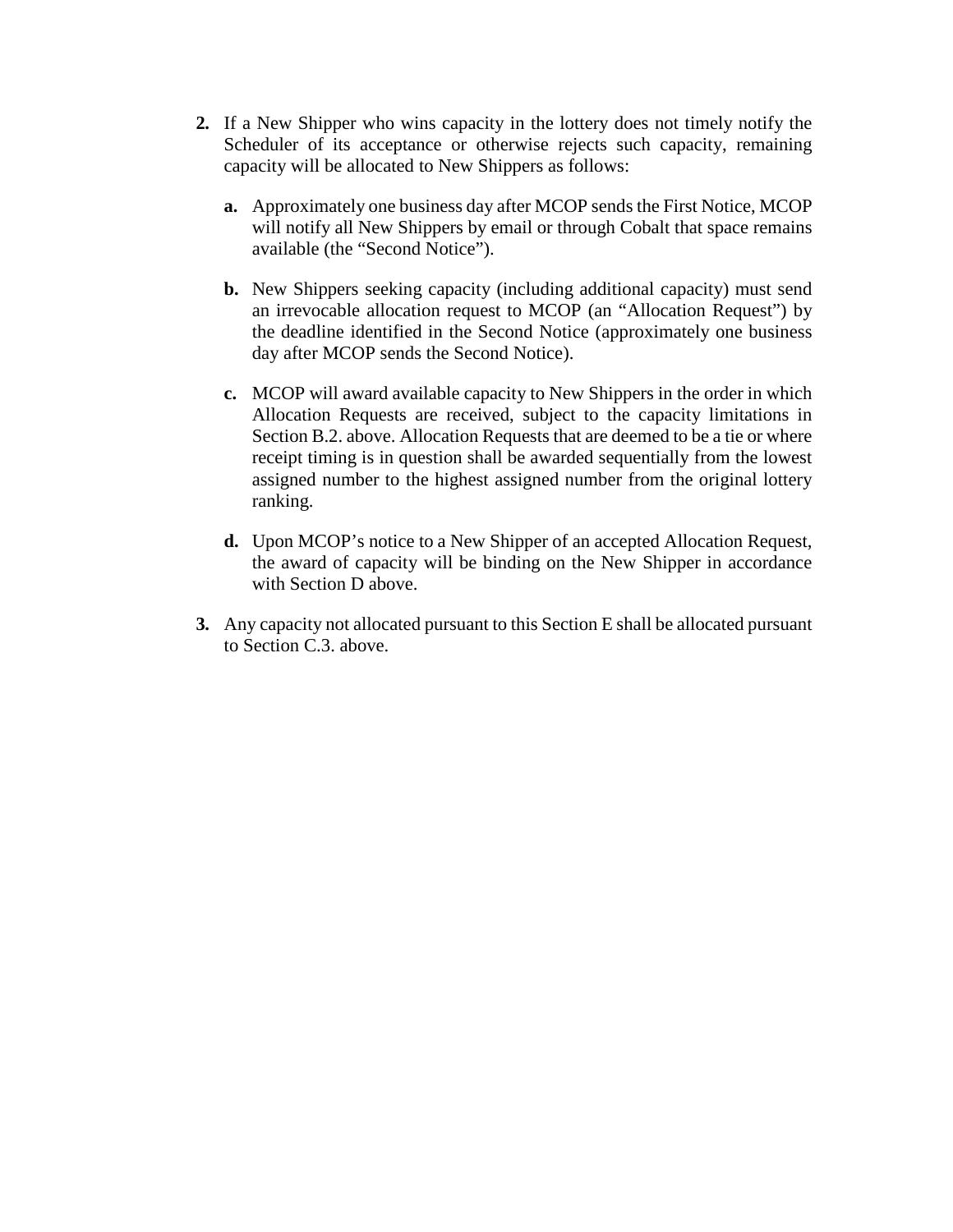**2.** If a New Shipper who wins capacity in the lottery does not timely notify the Scheduler of its acceptance or otherwise rejects such capacity, remaining capacity will be allocated to New Shippers as follows:

   **a.** Approximately one business day after MCOP sends the First Notice, MCOP will notify all New Shippers by email or through Cobalt that space remains available (the "Second Notice").

   **b.** New Shippers seeking capacity (including additional capacity) must send an irrevocable allocation request to MCOP (an "Allocation Request") by the deadline identified in the Second Notice (approximately one business day after MCOP sends the Second Notice).

   **c.** MCOP will award available capacity to New Shippers in the order in which Allocation Requests are received, subject to the capacity limitations in Section B.2. above. Allocation Requests that are deemed to be a tie or where receipt timing is in question shall be awarded sequentially from the lowest assigned number to the highest assigned number from the original lottery ranking.

   **d.** Upon MCOP's notice to a New Shipper of an accepted Allocation Request, the award of capacity will be binding on the New Shipper in accordance with Section D above.

**3.** Any capacity not allocated pursuant to this Section E shall be allocated pursuant to Section C.3. above.